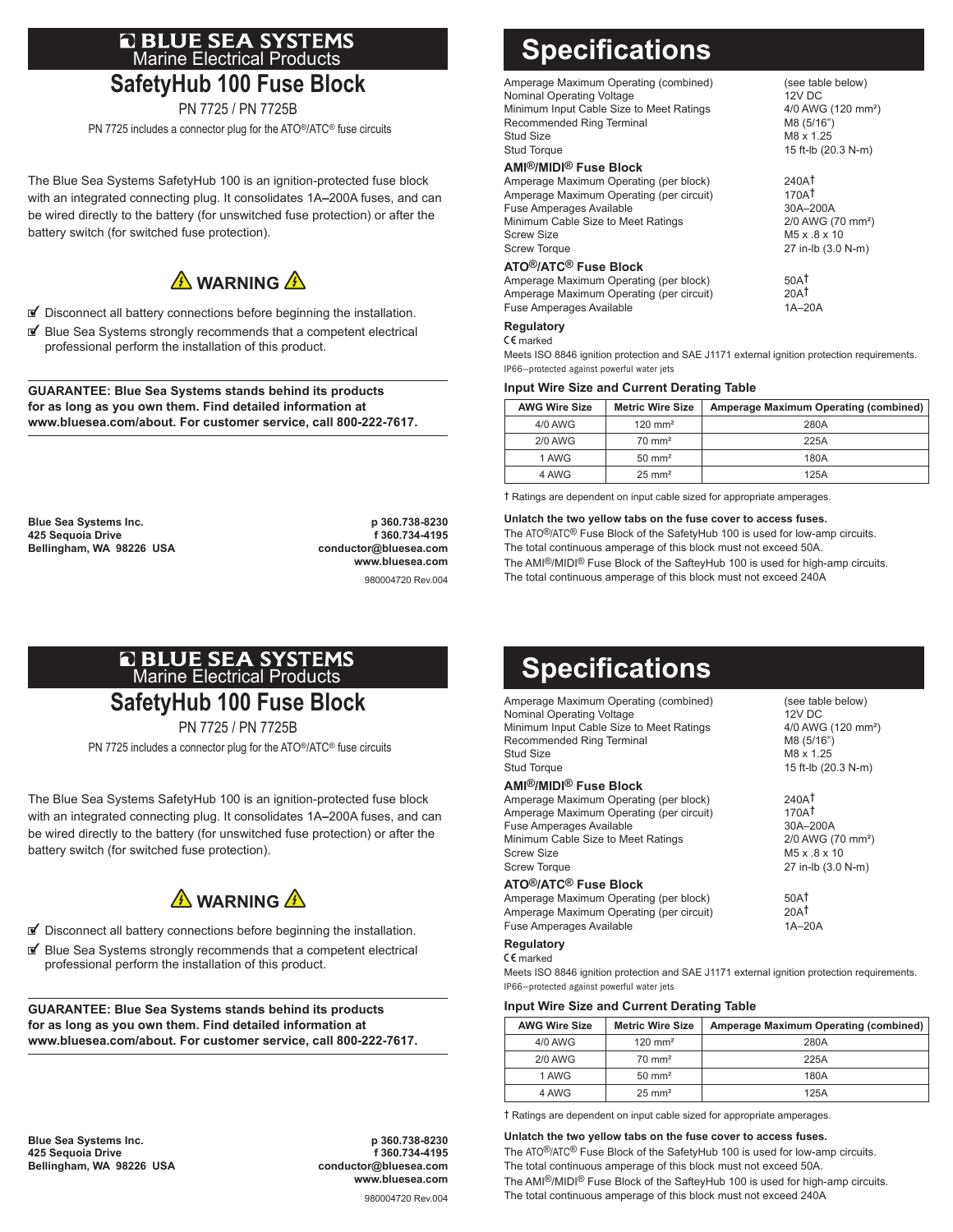# BLUE SEA SYSTEMS
Marine Electrical Products

## SafetyHub 100 Fuse Block

PN 7725 / PN 7725B

PN 7725 includes a connector plug for the ATO®/ATC® fuse circuits

The Blue Sea Systems SafetyHub 100 is an ignition-protected fuse block with an integrated connecting plug. It consolidates 1A–200A fuses, and can be wired directly to the battery (for unswitched fuse protection) or after the battery switch (for switched fuse protection).

### ⚠ WARNING ⚠

- ☑ Disconnect all battery connections before beginning the installation.
- ☑ Blue Sea Systems strongly recommends that a competent electrical professional perform the installation of this product.

**GUARANTEE: Blue Sea Systems stands behind its products for as long as you own them. Find detailed information at www.bluesea.com/about. For customer service, call 800-222-7617.**

**Blue Sea Systems Inc.**
**425 Sequoia Drive**
**Bellingham, WA 98226 USA**

**p 360.738-8230**
**f 360.734-4195**
**conductor@bluesea.com**
**www.bluesea.com**

980004720 Rev.004

# Specifications

| | |
|---|---|
| Amperage Maximum Operating (combined) | (see table below) |
| Nominal Operating Voltage | 12V DC |
| Minimum Input Cable Size to Meet Ratings | 4/0 AWG (120 mm²) |
| Recommended Ring Terminal | M8 (5/16") |
| Stud Size | M8 x 1.25 |
| Stud Torque | 15 ft-lb (20.3 N-m) |

### AMI®/MIDI® Fuse Block

| | |
|---|---|
| Amperage Maximum Operating (per block) | 240A† |
| Amperage Maximum Operating (per circuit) | 170A† |
| Fuse Amperages Available | 30A–200A |
| Minimum Cable Size to Meet Ratings | 2/0 AWG (70 mm²) |
| Screw Size | M5 x .8 x 10 |
| Screw Torque | 27 in-lb (3.0 N-m) |

### ATO®/ATC® Fuse Block

| | |
|---|---|
| Amperage Maximum Operating (per block) | 50A† |
| Amperage Maximum Operating (per circuit) | 20A† |
| Fuse Amperages Available | 1A–20A |

### Regulatory

CE marked

Meets ISO 8846 ignition protection and SAE J1171 external ignition protection requirements.

IP66–protected against powerful water jets

### Input Wire Size and Current Derating Table

| AWG Wire Size | Metric Wire Size | Amperage Maximum Operating (combined) |
|---|---|---|
| 4/0 AWG | 120 mm² | 280A |
| 2/0 AWG | 70 mm² | 225A |
| 1 AWG | 50 mm² | 180A |
| 4 AWG | 25 mm² | 125A |

† Ratings are dependent on input cable sized for appropriate amperages.

**Unlatch the two yellow tabs on the fuse cover to access fuses.**

The ATO®/ATC® Fuse Block of the SafetyHub 100 is used for low-amp circuits. The total continuous amperage of this block must not exceed 50A.

The AMI®/MIDI® Fuse Block of the SafteyHub 100 is used for high-amp circuits. The total continuous amperage of this block must not exceed 240A

---

# BLUE SEA SYSTEMS
Marine Electrical Products

## SafetyHub 100 Fuse Block

PN 7725 / PN 7725B

PN 7725 includes a connector plug for the ATO®/ATC® fuse circuits

The Blue Sea Systems SafetyHub 100 is an ignition-protected fuse block with an integrated connecting plug. It consolidates 1A–200A fuses, and can be wired directly to the battery (for unswitched fuse protection) or after the battery switch (for switched fuse protection).

### ⚠ WARNING ⚠

- ☑ Disconnect all battery connections before beginning the installation.
- ☑ Blue Sea Systems strongly recommends that a competent electrical professional perform the installation of this product.

**GUARANTEE: Blue Sea Systems stands behind its products for as long as you own them. Find detailed information at www.bluesea.com/about. For customer service, call 800-222-7617.**

**Blue Sea Systems Inc.**
**425 Sequoia Drive**
**Bellingham, WA 98226 USA**

**p 360.738-8230**
**f 360.734-4195**
**conductor@bluesea.com**
**www.bluesea.com**

980004720 Rev.004

# Specifications

| | |
|---|---|
| Amperage Maximum Operating (combined) | (see table below) |
| Nominal Operating Voltage | 12V DC |
| Minimum Input Cable Size to Meet Ratings | 4/0 AWG (120 mm²) |
| Recommended Ring Terminal | M8 (5/16") |
| Stud Size | M8 x 1.25 |
| Stud Torque | 15 ft-lb (20.3 N-m) |

### AMI®/MIDI® Fuse Block

| | |
|---|---|
| Amperage Maximum Operating (per block) | 240A† |
| Amperage Maximum Operating (per circuit) | 170A† |
| Fuse Amperages Available | 30A–200A |
| Minimum Cable Size to Meet Ratings | 2/0 AWG (70 mm²) |
| Screw Size | M5 x .8 x 10 |
| Screw Torque | 27 in-lb (3.0 N-m) |

### ATO®/ATC® Fuse Block

| | |
|---|---|
| Amperage Maximum Operating (per block) | 50A† |
| Amperage Maximum Operating (per circuit) | 20A† |
| Fuse Amperages Available | 1A–20A |

### Regulatory

CE marked

Meets ISO 8846 ignition protection and SAE J1171 external ignition protection requirements.

IP66–protected against powerful water jets

### Input Wire Size and Current Derating Table

| AWG Wire Size | Metric Wire Size | Amperage Maximum Operating (combined) |
|---|---|---|
| 4/0 AWG | 120 mm² | 280A |
| 2/0 AWG | 70 mm² | 225A |
| 1 AWG | 50 mm² | 180A |
| 4 AWG | 25 mm² | 125A |

† Ratings are dependent on input cable sized for appropriate amperages.

**Unlatch the two yellow tabs on the fuse cover to access fuses.**

The ATO®/ATC® Fuse Block of the SafetyHub 100 is used for low-amp circuits. The total continuous amperage of this block must not exceed 50A.

The AMI®/MIDI® Fuse Block of the SafteyHub 100 is used for high-amp circuits. The total continuous amperage of this block must not exceed 240A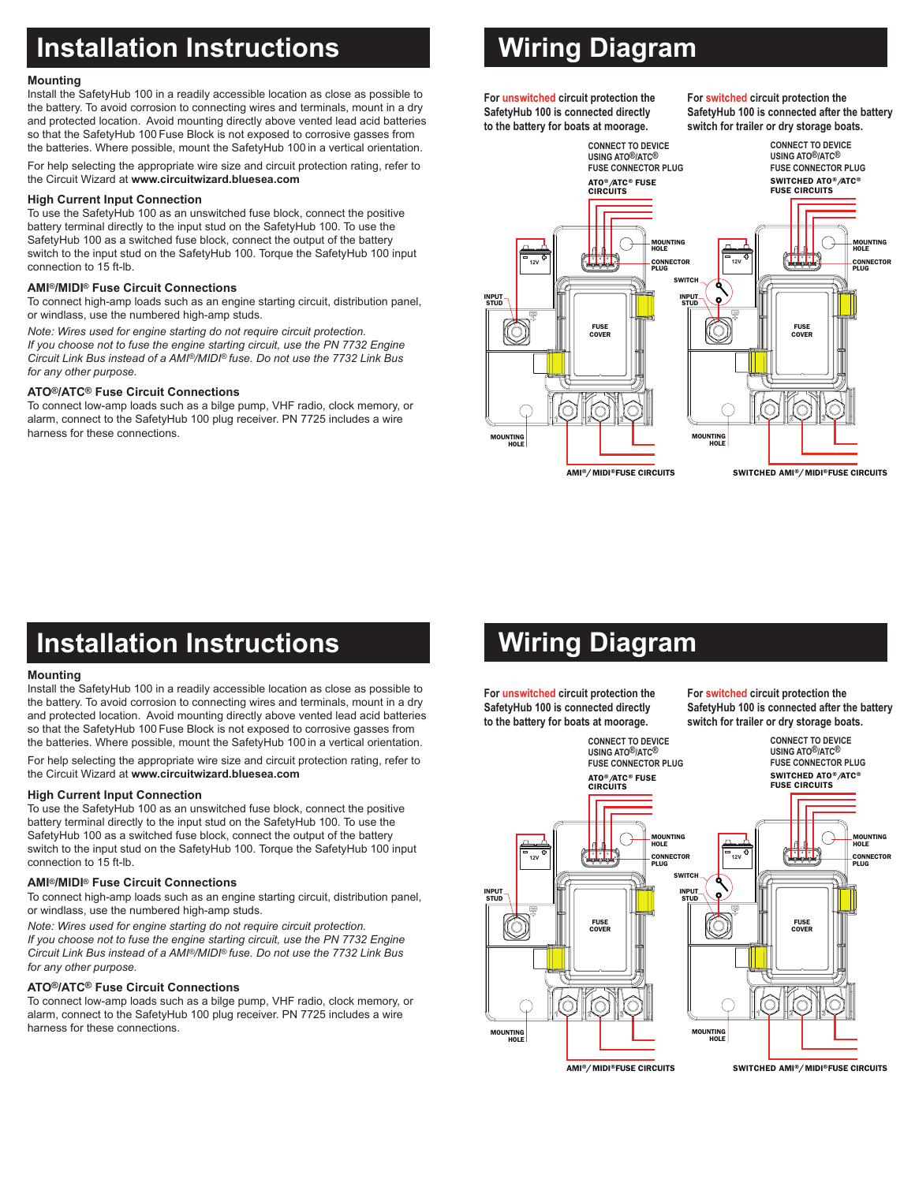# Installation Instructions

### Mounting

Install the SafetyHub 100 in a readily accessible location as close as possible to the battery. To avoid corrosion to connecting wires and terminals, mount in a dry and protected location. Avoid mounting directly above vented lead acid batteries so that the SafetyHub 100 Fuse Block is not exposed to corrosive gasses from the batteries. Where possible, mount the SafetyHub 100 in a vertical orientation.

For help selecting the appropriate wire size and circuit protection rating, refer to the Circuit Wizard at **www.circuitwizard.bluesea.com**

### High Current Input Connection

To use the SafetyHub 100 as an unswitched fuse block, connect the positive battery terminal directly to the input stud on the SafetyHub 100. To use the SafetyHub 100 as a switched fuse block, connect the output of the battery switch to the input stud on the SafetyHub 100. Torque the SafetyHub 100 input connection to 15 ft-lb.

### AMI®/MIDI® Fuse Circuit Connections

To connect high-amp loads such as an engine starting circuit, distribution panel, or windlass, use the numbered high-amp studs.

*Note: Wires used for engine starting do not require circuit protection.*
*If you choose not to fuse the engine starting circuit, use the PN 7732 Engine Circuit Link Bus instead of a AMI®/MIDI® fuse. Do not use the 7732 Link Bus for any other purpose.*

### ATO®/ATC® Fuse Circuit Connections

To connect low-amp loads such as a bilge pump, VHF radio, clock memory, or alarm, connect to the SafetyHub 100 plug receiver. PN 7725 includes a wire harness for these connections.

# Wiring Diagram

**For unswitched circuit protection the SafetyHub 100 is connected directly to the battery for boats at moorage.**

CONNECT TO DEVICE USING ATO®/ATC® FUSE CONNECTOR PLUG

ATO®/ATC® FUSE CIRCUITS

MOUNTING HOLE

CONNECTOR PLUG

12V

INPUT STUD

FUSE COVER

MOUNTING HOLE

AMI®/ MIDI® FUSE CIRCUITS

**For switched circuit protection the SafetyHub 100 is connected after the battery switch for trailer or dry storage boats.**

CONNECT TO DEVICE USING ATO®/ATC® FUSE CONNECTOR PLUG

SWITCHED ATO®/ATC® FUSE CIRCUITS

MOUNTING HOLE

CONNECTOR PLUG

12V

SWITCH

INPUT STUD

FUSE COVER

MOUNTING HOLE

SWITCHED AMI®/ MIDI® FUSE CIRCUITS

# Installation Instructions

### Mounting

Install the SafetyHub 100 in a readily accessible location as close as possible to the battery. To avoid corrosion to connecting wires and terminals, mount in a dry and protected location. Avoid mounting directly above vented lead acid batteries so that the SafetyHub 100 Fuse Block is not exposed to corrosive gasses from the batteries. Where possible, mount the SafetyHub 100 in a vertical orientation.

For help selecting the appropriate wire size and circuit protection rating, refer to the Circuit Wizard at **www.circuitwizard.bluesea.com**

### High Current Input Connection

To use the SafetyHub 100 as an unswitched fuse block, connect the positive battery terminal directly to the input stud on the SafetyHub 100. To use the SafetyHub 100 as a switched fuse block, connect the output of the battery switch to the input stud on the SafetyHub 100. Torque the SafetyHub 100 input connection to 15 ft-lb.

### AMI®/MIDI® Fuse Circuit Connections

To connect high-amp loads such as an engine starting circuit, distribution panel, or windlass, use the numbered high-amp studs.

*Note: Wires used for engine starting do not require circuit protection.*
*If you choose not to fuse the engine starting circuit, use the PN 7732 Engine Circuit Link Bus instead of a AMI®/MIDI® fuse. Do not use the 7732 Link Bus for any other purpose.*

### ATO®/ATC® Fuse Circuit Connections

To connect low-amp loads such as a bilge pump, VHF radio, clock memory, or alarm, connect to the SafetyHub 100 plug receiver. PN 7725 includes a wire harness for these connections.

# Wiring Diagram

**For unswitched circuit protection the SafetyHub 100 is connected directly to the battery for boats at moorage.**

CONNECT TO DEVICE USING ATO®/ATC® FUSE CONNECTOR PLUG

ATO®/ATC® FUSE CIRCUITS

MOUNTING HOLE

CONNECTOR PLUG

12V

INPUT STUD

FUSE COVER

MOUNTING HOLE

AMI®/ MIDI® FUSE CIRCUITS

**For switched circuit protection the SafetyHub 100 is connected after the battery switch for trailer or dry storage boats.**

CONNECT TO DEVICE USING ATO®/ATC® FUSE CONNECTOR PLUG

SWITCHED ATO®/ATC® FUSE CIRCUITS

MOUNTING HOLE

CONNECTOR PLUG

12V

SWITCH

INPUT STUD

FUSE COVER

MOUNTING HOLE

SWITCHED AMI®/ MIDI® FUSE CIRCUITS